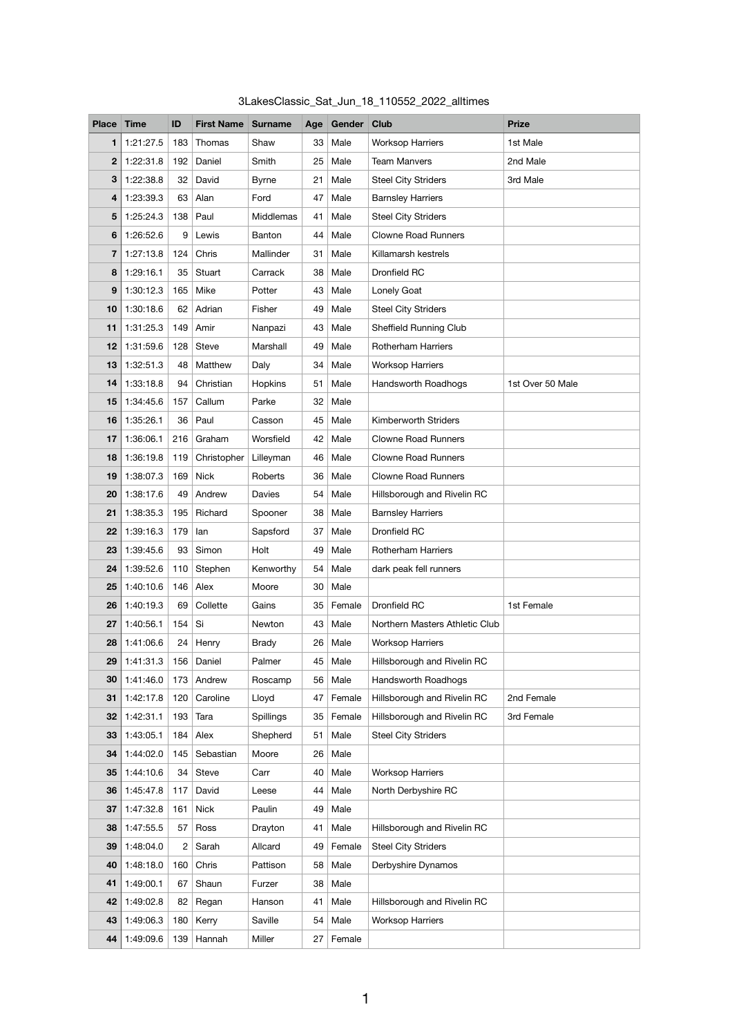# 3LakesClassic_Sat_Jun_18_110552_2022_alltimes

| Place | Time | ID | First Name | Surname | Age | Gender | Club | Prize |
|---|---|---|---|---|---|---|---|---|
| 1 | 1:21:27.5 | 183 | Thomas | Shaw | 33 | Male | Worksop Harriers | 1st Male |
| 2 | 1:22:31.8 | 192 | Daniel | Smith | 25 | Male | Team Manvers | 2nd Male |
| 3 | 1:22:38.8 | 32 | David | Byrne | 21 | Male | Steel City Striders | 3rd Male |
| 4 | 1:23:39.3 | 63 | Alan | Ford | 47 | Male | Barnsley Harriers | |
| 5 | 1:25:24.3 | 138 | Paul | Middlemas | 41 | Male | Steel City Striders | |
| 6 | 1:26:52.6 | 9 | Lewis | Banton | 44 | Male | Clowne Road Runners | |
| 7 | 1:27:13.8 | 124 | Chris | Mallinder | 31 | Male | Killamarsh kestrels | |
| 8 | 1:29:16.1 | 35 | Stuart | Carrack | 38 | Male | Dronfield RC | |
| 9 | 1:30:12.3 | 165 | Mike | Potter | 43 | Male | Lonely Goat | |
| 10 | 1:30:18.6 | 62 | Adrian | Fisher | 49 | Male | Steel City Striders | |
| 11 | 1:31:25.3 | 149 | Amir | Nanpazi | 43 | Male | Sheffield Running Club | |
| 12 | 1:31:59.6 | 128 | Steve | Marshall | 49 | Male | Rotherham Harriers | |
| 13 | 1:32:51.3 | 48 | Matthew | Daly | 34 | Male | Worksop Harriers | |
| 14 | 1:33:18.8 | 94 | Christian | Hopkins | 51 | Male | Handsworth Roadhogs | 1st Over 50 Male |
| 15 | 1:34:45.6 | 157 | Callum | Parke | 32 | Male | | |
| 16 | 1:35:26.1 | 36 | Paul | Casson | 45 | Male | Kimberworth Striders | |
| 17 | 1:36:06.1 | 216 | Graham | Worsfield | 42 | Male | Clowne Road Runners | |
| 18 | 1:36:19.8 | 119 | Christopher | Lilleyman | 46 | Male | Clowne Road Runners | |
| 19 | 1:38:07.3 | 169 | Nick | Roberts | 36 | Male | Clowne Road Runners | |
| 20 | 1:38:17.6 | 49 | Andrew | Davies | 54 | Male | Hillsborough and Rivelin RC | |
| 21 | 1:38:35.3 | 195 | Richard | Spooner | 38 | Male | Barnsley Harriers | |
| 22 | 1:39:16.3 | 179 | Ian | Sapsford | 37 | Male | Dronfield RC | |
| 23 | 1:39:45.6 | 93 | Simon | Holt | 49 | Male | Rotherham Harriers | |
| 24 | 1:39:52.6 | 110 | Stephen | Kenworthy | 54 | Male | dark peak fell runners | |
| 25 | 1:40:10.6 | 146 | Alex | Moore | 30 | Male | | |
| 26 | 1:40:19.3 | 69 | Collette | Gains | 35 | Female | Dronfield RC | 1st Female |
| 27 | 1:40:56.1 | 154 | Si | Newton | 43 | Male | Northern Masters Athletic Club | |
| 28 | 1:41:06.6 | 24 | Henry | Brady | 26 | Male | Worksop Harriers | |
| 29 | 1:41:31.3 | 156 | Daniel | Palmer | 45 | Male | Hillsborough and Rivelin RC | |
| 30 | 1:41:46.0 | 173 | Andrew | Roscamp | 56 | Male | Handsworth Roadhogs | |
| 31 | 1:42:17.8 | 120 | Caroline | Lloyd | 47 | Female | Hillsborough and Rivelin RC | 2nd Female |
| 32 | 1:42:31.1 | 193 | Tara | Spillings | 35 | Female | Hillsborough and Rivelin RC | 3rd Female |
| 33 | 1:43:05.1 | 184 | Alex | Shepherd | 51 | Male | Steel City Striders | |
| 34 | 1:44:02.0 | 145 | Sebastian | Moore | 26 | Male | | |
| 35 | 1:44:10.6 | 34 | Steve | Carr | 40 | Male | Worksop Harriers | |
| 36 | 1:45:47.8 | 117 | David | Leese | 44 | Male | North Derbyshire RC | |
| 37 | 1:47:32.8 | 161 | Nick | Paulin | 49 | Male | | |
| 38 | 1:47:55.5 | 57 | Ross | Drayton | 41 | Male | Hillsborough and Rivelin RC | |
| 39 | 1:48:04.0 | 2 | Sarah | Allcard | 49 | Female | Steel City Striders | |
| 40 | 1:48:18.0 | 160 | Chris | Pattison | 58 | Male | Derbyshire Dynamos | |
| 41 | 1:49:00.1 | 67 | Shaun | Furzer | 38 | Male | | |
| 42 | 1:49:02.8 | 82 | Regan | Hanson | 41 | Male | Hillsborough and Rivelin RC | |
| 43 | 1:49:06.3 | 180 | Kerry | Saville | 54 | Male | Worksop Harriers | |
| 44 | 1:49:09.6 | 139 | Hannah | Miller | 27 | Female | | |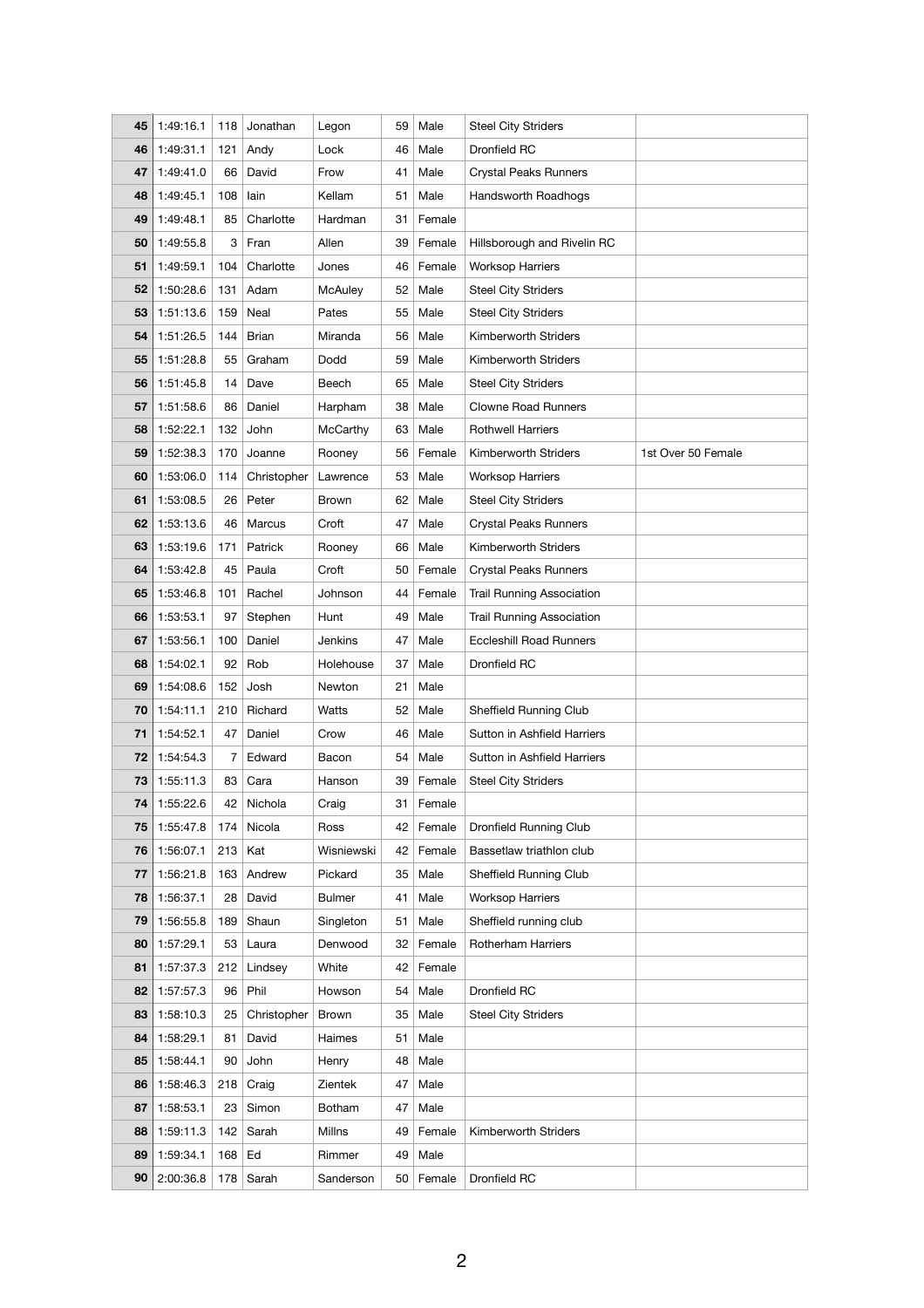| 45 | 1:49:16.1 | 118 | Jonathan | Legon | 59 | Male | Steel City Striders | |
|---|---|---|---|---|---|---|---|---|
| 46 | 1:49:31.1 | 121 | Andy | Lock | 46 | Male | Dronfield RC | |
| 47 | 1:49:41.0 | 66 | David | Frow | 41 | Male | Crystal Peaks Runners | |
| 48 | 1:49:45.1 | 108 | Iain | Kellam | 51 | Male | Handsworth Roadhogs | |
| 49 | 1:49:48.1 | 85 | Charlotte | Hardman | 31 | Female | | |
| 50 | 1:49:55.8 | 3 | Fran | Allen | 39 | Female | Hillsborough and Rivelin RC | |
| 51 | 1:49:59.1 | 104 | Charlotte | Jones | 46 | Female | Worksop Harriers | |
| 52 | 1:50:28.6 | 131 | Adam | McAuley | 52 | Male | Steel City Striders | |
| 53 | 1:51:13.6 | 159 | Neal | Pates | 55 | Male | Steel City Striders | |
| 54 | 1:51:26.5 | 144 | Brian | Miranda | 56 | Male | Kimberworth Striders | |
| 55 | 1:51:28.8 | 55 | Graham | Dodd | 59 | Male | Kimberworth Striders | |
| 56 | 1:51:45.8 | 14 | Dave | Beech | 65 | Male | Steel City Striders | |
| 57 | 1:51:58.6 | 86 | Daniel | Harpham | 38 | Male | Clowne Road Runners | |
| 58 | 1:52:22.1 | 132 | John | McCarthy | 63 | Male | Rothwell Harriers | |
| 59 | 1:52:38.3 | 170 | Joanne | Rooney | 56 | Female | Kimberworth Striders | 1st Over 50 Female |
| 60 | 1:53:06.0 | 114 | Christopher | Lawrence | 53 | Male | Worksop Harriers | |
| 61 | 1:53:08.5 | 26 | Peter | Brown | 62 | Male | Steel City Striders | |
| 62 | 1:53:13.6 | 46 | Marcus | Croft | 47 | Male | Crystal Peaks Runners | |
| 63 | 1:53:19.6 | 171 | Patrick | Rooney | 66 | Male | Kimberworth Striders | |
| 64 | 1:53:42.8 | 45 | Paula | Croft | 50 | Female | Crystal Peaks Runners | |
| 65 | 1:53:46.8 | 101 | Rachel | Johnson | 44 | Female | Trail Running Association | |
| 66 | 1:53:53.1 | 97 | Stephen | Hunt | 49 | Male | Trail Running Association | |
| 67 | 1:53:56.1 | 100 | Daniel | Jenkins | 47 | Male | Eccleshill Road Runners | |
| 68 | 1:54:02.1 | 92 | Rob | Holehouse | 37 | Male | Dronfield RC | |
| 69 | 1:54:08.6 | 152 | Josh | Newton | 21 | Male | | |
| 70 | 1:54:11.1 | 210 | Richard | Watts | 52 | Male | Sheffield Running Club | |
| 71 | 1:54:52.1 | 47 | Daniel | Crow | 46 | Male | Sutton in Ashfield Harriers | |
| 72 | 1:54:54.3 | 7 | Edward | Bacon | 54 | Male | Sutton in Ashfield Harriers | |
| 73 | 1:55:11.3 | 83 | Cara | Hanson | 39 | Female | Steel City Striders | |
| 74 | 1:55:22.6 | 42 | Nichola | Craig | 31 | Female | | |
| 75 | 1:55:47.8 | 174 | Nicola | Ross | 42 | Female | Dronfield Running Club | |
| 76 | 1:56:07.1 | 213 | Kat | Wisniewski | 42 | Female | Bassetlaw triathlon club | |
| 77 | 1:56:21.8 | 163 | Andrew | Pickard | 35 | Male | Sheffield Running Club | |
| 78 | 1:56:37.1 | 28 | David | Bulmer | 41 | Male | Worksop Harriers | |
| 79 | 1:56:55.8 | 189 | Shaun | Singleton | 51 | Male | Sheffield running club | |
| 80 | 1:57:29.1 | 53 | Laura | Denwood | 32 | Female | Rotherham Harriers | |
| 81 | 1:57:37.3 | 212 | Lindsey | White | 42 | Female | | |
| 82 | 1:57:57.3 | 96 | Phil | Howson | 54 | Male | Dronfield RC | |
| 83 | 1:58:10.3 | 25 | Christopher | Brown | 35 | Male | Steel City Striders | |
| 84 | 1:58:29.1 | 81 | David | Haimes | 51 | Male | | |
| 85 | 1:58:44.1 | 90 | John | Henry | 48 | Male | | |
| 86 | 1:58:46.3 | 218 | Craig | Zientek | 47 | Male | | |
| 87 | 1:58:53.1 | 23 | Simon | Botham | 47 | Male | | |
| 88 | 1:59:11.3 | 142 | Sarah | Millns | 49 | Female | Kimberworth Striders | |
| 89 | 1:59:34.1 | 168 | Ed | Rimmer | 49 | Male | | |
| 90 | 2:00:36.8 | 178 | Sarah | Sanderson | 50 | Female | Dronfield RC | |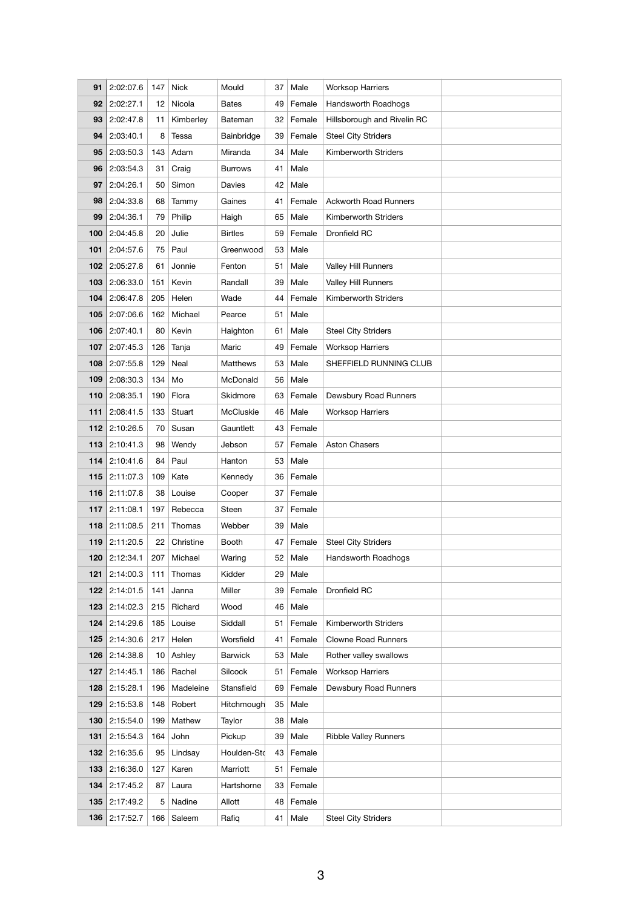| 91 | 2:02:07.6 | 147 | Nick | Mould | 37 | Male | Worksop Harriers | |
|---|---|---|---|---|---|---|---|---|
| 92 | 2:02:27.1 | 12 | Nicola | Bates | 49 | Female | Handsworth Roadhogs | |
| 93 | 2:02:47.8 | 11 | Kimberley | Bateman | 32 | Female | Hillsborough and Rivelin RC | |
| 94 | 2:03:40.1 | 8 | Tessa | Bainbridge | 39 | Female | Steel City Striders | |
| 95 | 2:03:50.3 | 143 | Adam | Miranda | 34 | Male | Kimberworth Striders | |
| 96 | 2:03:54.3 | 31 | Craig | Burrows | 41 | Male | | |
| 97 | 2:04:26.1 | 50 | Simon | Davies | 42 | Male | | |
| 98 | 2:04:33.8 | 68 | Tammy | Gaines | 41 | Female | Ackworth Road Runners | |
| 99 | 2:04:36.1 | 79 | Philip | Haigh | 65 | Male | Kimberworth Striders | |
| 100 | 2:04:45.8 | 20 | Julie | Birtles | 59 | Female | Dronfield RC | |
| 101 | 2:04:57.6 | 75 | Paul | Greenwood | 53 | Male | | |
| 102 | 2:05:27.8 | 61 | Jonnie | Fenton | 51 | Male | Valley Hill Runners | |
| 103 | 2:06:33.0 | 151 | Kevin | Randall | 39 | Male | Valley Hill Runners | |
| 104 | 2:06:47.8 | 205 | Helen | Wade | 44 | Female | Kimberworth Striders | |
| 105 | 2:07:06.6 | 162 | Michael | Pearce | 51 | Male | | |
| 106 | 2:07:40.1 | 80 | Kevin | Haighton | 61 | Male | Steel City Striders | |
| 107 | 2:07:45.3 | 126 | Tanja | Maric | 49 | Female | Worksop Harriers | |
| 108 | 2:07:55.8 | 129 | Neal | Matthews | 53 | Male | SHEFFIELD RUNNING CLUB | |
| 109 | 2:08:30.3 | 134 | Mo | McDonald | 56 | Male | | |
| 110 | 2:08:35.1 | 190 | Flora | Skidmore | 63 | Female | Dewsbury Road Runners | |
| 111 | 2:08:41.5 | 133 | Stuart | McCluskie | 46 | Male | Worksop Harriers | |
| 112 | 2:10:26.5 | 70 | Susan | Gauntlett | 43 | Female | | |
| 113 | 2:10:41.3 | 98 | Wendy | Jebson | 57 | Female | Aston Chasers | |
| 114 | 2:10:41.6 | 84 | Paul | Hanton | 53 | Male | | |
| 115 | 2:11:07.3 | 109 | Kate | Kennedy | 36 | Female | | |
| 116 | 2:11:07.8 | 38 | Louise | Cooper | 37 | Female | | |
| 117 | 2:11:08.1 | 197 | Rebecca | Steen | 37 | Female | | |
| 118 | 2:11:08.5 | 211 | Thomas | Webber | 39 | Male | | |
| 119 | 2:11:20.5 | 22 | Christine | Booth | 47 | Female | Steel City Striders | |
| 120 | 2:12:34.1 | 207 | Michael | Waring | 52 | Male | Handsworth Roadhogs | |
| 121 | 2:14:00.3 | 111 | Thomas | Kidder | 29 | Male | | |
| 122 | 2:14:01.5 | 141 | Janna | Miller | 39 | Female | Dronfield RC | |
| 123 | 2:14:02.3 | 215 | Richard | Wood | 46 | Male | | |
| 124 | 2:14:29.6 | 185 | Louise | Siddall | 51 | Female | Kimberworth Striders | |
| 125 | 2:14:30.6 | 217 | Helen | Worsfield | 41 | Female | Clowne Road Runners | |
| 126 | 2:14:38.8 | 10 | Ashley | Barwick | 53 | Male | Rother valley swallows | |
| 127 | 2:14:45.1 | 186 | Rachel | Silcock | 51 | Female | Worksop Harriers | |
| 128 | 2:15:28.1 | 196 | Madeleine | Stansfield | 69 | Female | Dewsbury Road Runners | |
| 129 | 2:15:53.8 | 148 | Robert | Hitchmough | 35 | Male | | |
| 130 | 2:15:54.0 | 199 | Mathew | Taylor | 38 | Male | | |
| 131 | 2:15:54.3 | 164 | John | Pickup | 39 | Male | Ribble Valley Runners | |
| 132 | 2:16:35.6 | 95 | Lindsay | Houlden-Sto | 43 | Female | | |
| 133 | 2:16:36.0 | 127 | Karen | Marriott | 51 | Female | | |
| 134 | 2:17:45.2 | 87 | Laura | Hartshorne | 33 | Female | | |
| 135 | 2:17:49.2 | 5 | Nadine | Allott | 48 | Female | | |
| 136 | 2:17:52.7 | 166 | Saleem | Rafiq | 41 | Male | Steel City Striders | |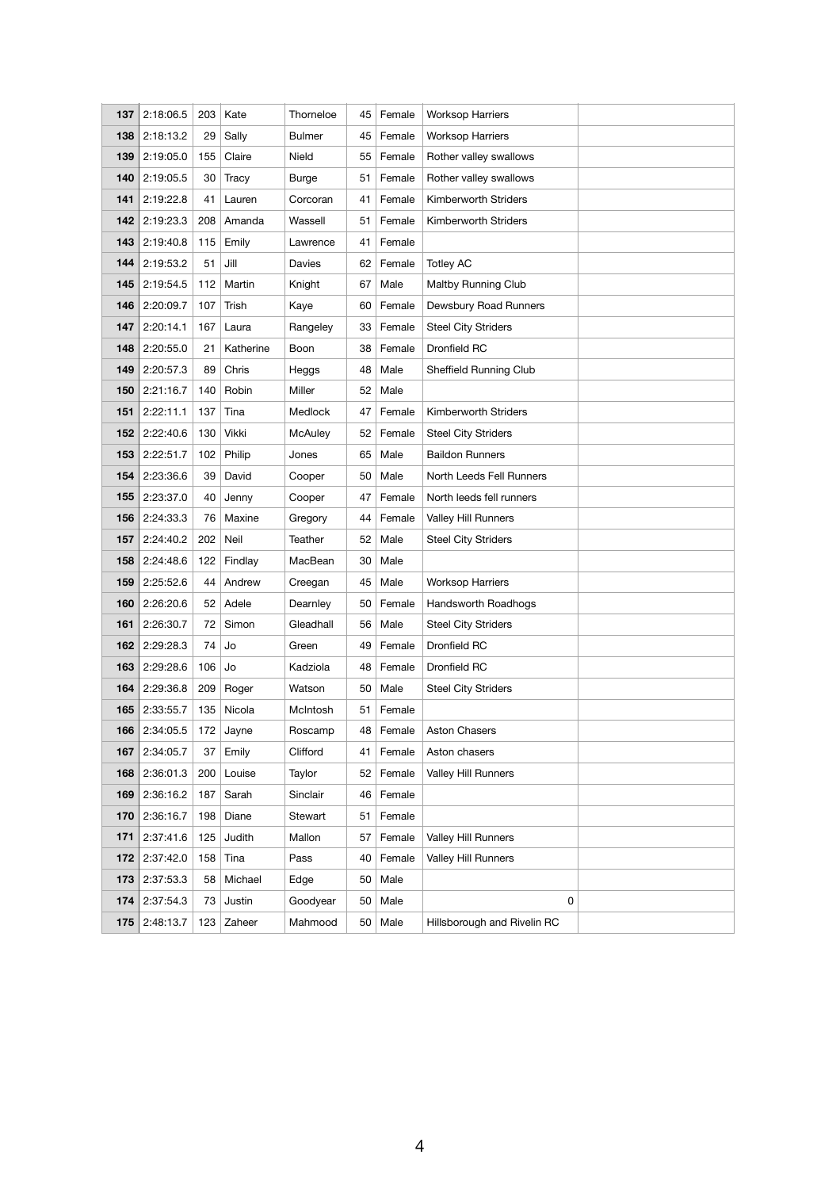| | | | | | | | | |
|---|---|---|---|---|---|---|---|---|
| **137** | 2:18:06.5 | 203 | Kate | Thorneloe | 45 | Female | Worksop Harriers | |
| **138** | 2:18:13.2 | 29 | Sally | Bulmer | 45 | Female | Worksop Harriers | |
| **139** | 2:19:05.0 | 155 | Claire | Nield | 55 | Female | Rother valley swallows | |
| **140** | 2:19:05.5 | 30 | Tracy | Burge | 51 | Female | Rother valley swallows | |
| **141** | 2:19:22.8 | 41 | Lauren | Corcoran | 41 | Female | Kimberworth Striders | |
| **142** | 2:19:23.3 | 208 | Amanda | Wassell | 51 | Female | Kimberworth Striders | |
| **143** | 2:19:40.8 | 115 | Emily | Lawrence | 41 | Female | | |
| **144** | 2:19:53.2 | 51 | Jill | Davies | 62 | Female | Totley AC | |
| **145** | 2:19:54.5 | 112 | Martin | Knight | 67 | Male | Maltby Running Club | |
| **146** | 2:20:09.7 | 107 | Trish | Kaye | 60 | Female | Dewsbury Road Runners | |
| **147** | 2:20:14.1 | 167 | Laura | Rangeley | 33 | Female | Steel City Striders | |
| **148** | 2:20:55.0 | 21 | Katherine | Boon | 38 | Female | Dronfield RC | |
| **149** | 2:20:57.3 | 89 | Chris | Heggs | 48 | Male | Sheffield Running Club | |
| **150** | 2:21:16.7 | 140 | Robin | Miller | 52 | Male | | |
| **151** | 2:22:11.1 | 137 | Tina | Medlock | 47 | Female | Kimberworth Striders | |
| **152** | 2:22:40.6 | 130 | Vikki | McAuley | 52 | Female | Steel City Striders | |
| **153** | 2:22:51.7 | 102 | Philip | Jones | 65 | Male | Baildon Runners | |
| **154** | 2:23:36.6 | 39 | David | Cooper | 50 | Male | North Leeds Fell Runners | |
| **155** | 2:23:37.0 | 40 | Jenny | Cooper | 47 | Female | North leeds fell runners | |
| **156** | 2:24:33.3 | 76 | Maxine | Gregory | 44 | Female | Valley Hill Runners | |
| **157** | 2:24:40.2 | 202 | Neil | Teather | 52 | Male | Steel City Striders | |
| **158** | 2:24:48.6 | 122 | Findlay | MacBean | 30 | Male | | |
| **159** | 2:25:52.6 | 44 | Andrew | Creegan | 45 | Male | Worksop Harriers | |
| **160** | 2:26:20.6 | 52 | Adele | Dearnley | 50 | Female | Handsworth Roadhogs | |
| **161** | 2:26:30.7 | 72 | Simon | Gleadhall | 56 | Male | Steel City Striders | |
| **162** | 2:29:28.3 | 74 | Jo | Green | 49 | Female | Dronfield RC | |
| **163** | 2:29:28.6 | 106 | Jo | Kadziola | 48 | Female | Dronfield RC | |
| **164** | 2:29:36.8 | 209 | Roger | Watson | 50 | Male | Steel City Striders | |
| **165** | 2:33:55.7 | 135 | Nicola | McIntosh | 51 | Female | | |
| **166** | 2:34:05.5 | 172 | Jayne | Roscamp | 48 | Female | Aston Chasers | |
| **167** | 2:34:05.7 | 37 | Emily | Clifford | 41 | Female | Aston chasers | |
| **168** | 2:36:01.3 | 200 | Louise | Taylor | 52 | Female | Valley Hill Runners | |
| **169** | 2:36:16.2 | 187 | Sarah | Sinclair | 46 | Female | | |
| **170** | 2:36:16.7 | 198 | Diane | Stewart | 51 | Female | | |
| **171** | 2:37:41.6 | 125 | Judith | Mallon | 57 | Female | Valley Hill Runners | |
| **172** | 2:37:42.0 | 158 | Tina | Pass | 40 | Female | Valley Hill Runners | |
| **173** | 2:37:53.3 | 58 | Michael | Edge | 50 | Male | | |
| **174** | 2:37:54.3 | 73 | Justin | Goodyear | 50 | Male | 0 | |
| **175** | 2:48:13.7 | 123 | Zaheer | Mahmood | 50 | Male | Hillsborough and Rivelin RC | |